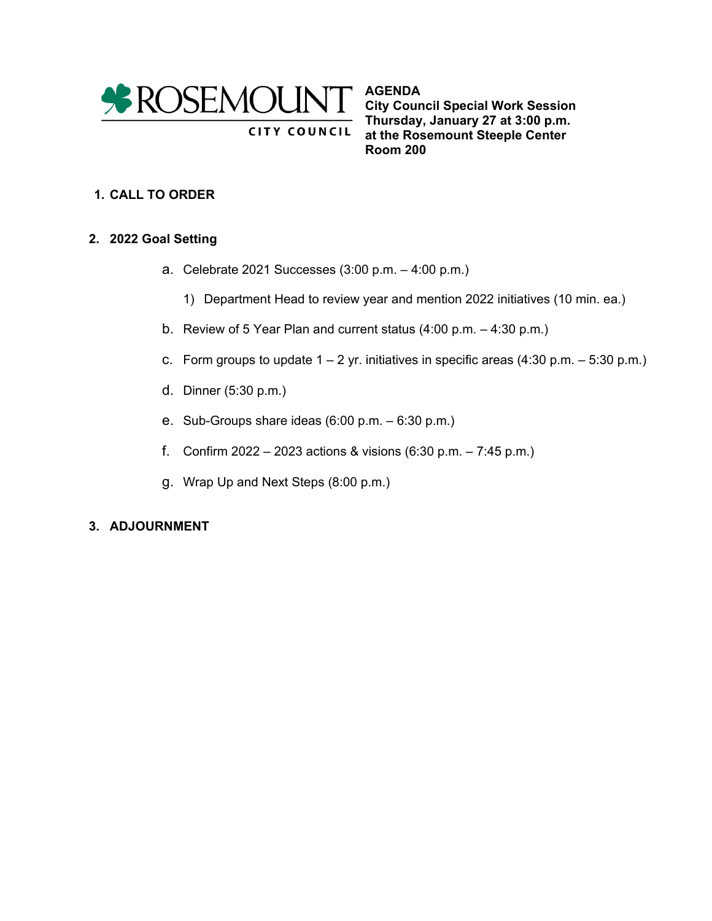ROSEMOUNT

CITY COUNCIL

**AGENDA**
**City Council Special Work Session**
**Thursday, January 27 at 3:00 p.m.**
**at the Rosemount Steeple Center**
**Room 200**

1. **CALL TO ORDER**

2. **2022 Goal Setting**

   a. Celebrate 2021 Successes (3:00 p.m. – 4:00 p.m.)

      1) Department Head to review year and mention 2022 initiatives (10 min. ea.)

   b. Review of 5 Year Plan and current status (4:00 p.m. – 4:30 p.m.)

   c. Form groups to update 1 – 2 yr. initiatives in specific areas (4:30 p.m. – 5:30 p.m.)

   d. Dinner (5:30 p.m.)

   e. Sub-Groups share ideas (6:00 p.m. – 6:30 p.m.)

   f. Confirm 2022 – 2023 actions & visions (6:30 p.m. – 7:45 p.m.)

   g. Wrap Up and Next Steps (8:00 p.m.)

3. **ADJOURNMENT**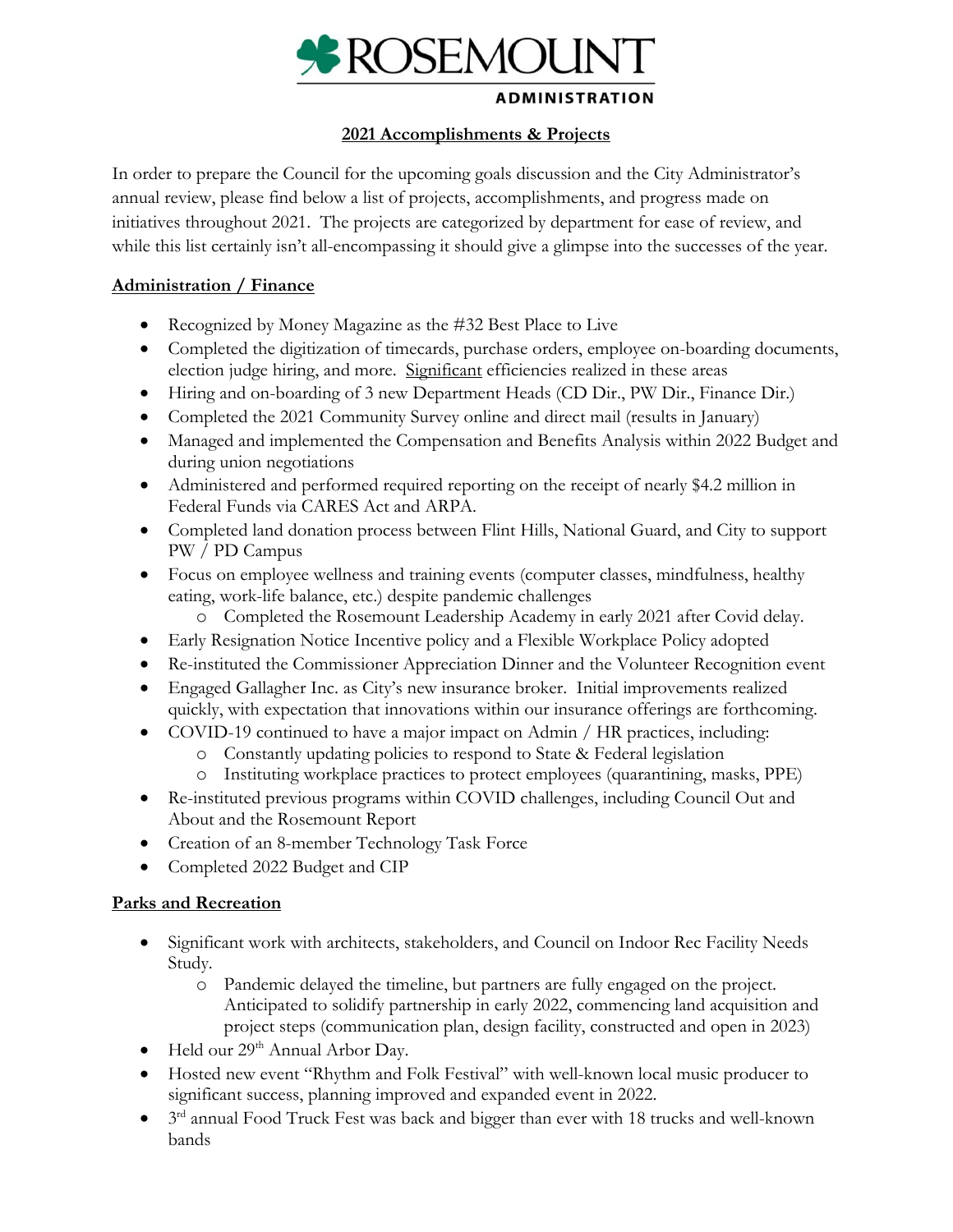ROSEMOUNT

ADMINISTRATION

**2021 Accomplishments & Projects**

In order to prepare the Council for the upcoming goals discussion and the City Administrator's annual review, please find below a list of projects, accomplishments, and progress made on initiatives throughout 2021. The projects are categorized by department for ease of review, and while this list certainly isn't all-encompassing it should give a glimpse into the successes of the year.

**Administration / Finance**

- Recognized by Money Magazine as the #32 Best Place to Live
- Completed the digitization of timecards, purchase orders, employee on-boarding documents, election judge hiring, and more. Significant efficiencies realized in these areas
- Hiring and on-boarding of 3 new Department Heads (CD Dir., PW Dir., Finance Dir.)
- Completed the 2021 Community Survey online and direct mail (results in January)
- Managed and implemented the Compensation and Benefits Analysis within 2022 Budget and during union negotiations
- Administered and performed required reporting on the receipt of nearly $4.2 million in Federal Funds via CARES Act and ARPA.
- Completed land donation process between Flint Hills, National Guard, and City to support PW / PD Campus
- Focus on employee wellness and training events (computer classes, mindfulness, healthy eating, work-life balance, etc.) despite pandemic challenges
  - Completed the Rosemount Leadership Academy in early 2021 after Covid delay.
- Early Resignation Notice Incentive policy and a Flexible Workplace Policy adopted
- Re-instituted the Commissioner Appreciation Dinner and the Volunteer Recognition event
- Engaged Gallagher Inc. as City's new insurance broker. Initial improvements realized quickly, with expectation that innovations within our insurance offerings are forthcoming.
- COVID-19 continued to have a major impact on Admin / HR practices, including:
  - Constantly updating policies to respond to State & Federal legislation
  - Instituting workplace practices to protect employees (quarantining, masks, PPE)
- Re-instituted previous programs within COVID challenges, including Council Out and About and the Rosemount Report
- Creation of an 8-member Technology Task Force
- Completed 2022 Budget and CIP

**Parks and Recreation**

- Significant work with architects, stakeholders, and Council on Indoor Rec Facility Needs Study.
  - Pandemic delayed the timeline, but partners are fully engaged on the project. Anticipated to solidify partnership in early 2022, commencing land acquisition and project steps (communication plan, design facility, constructed and open in 2023)
- Held our 29th Annual Arbor Day.
- Hosted new event "Rhythm and Folk Festival" with well-known local music producer to significant success, planning improved and expanded event in 2022.
- 3rd annual Food Truck Fest was back and bigger than ever with 18 trucks and well-known bands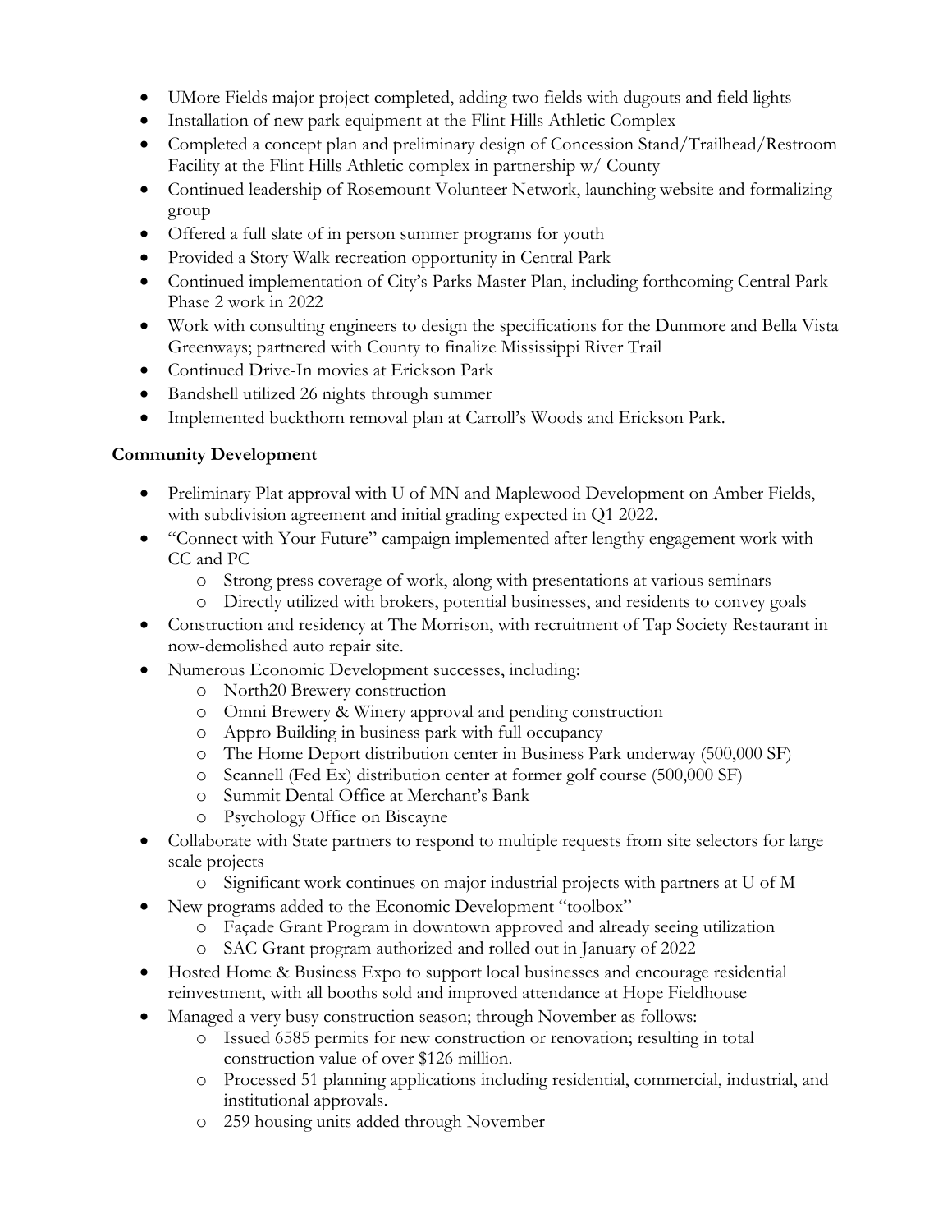- UMore Fields major project completed, adding two fields with dugouts and field lights
- Installation of new park equipment at the Flint Hills Athletic Complex
- Completed a concept plan and preliminary design of Concession Stand/Trailhead/Restroom Facility at the Flint Hills Athletic complex in partnership w/ County
- Continued leadership of Rosemount Volunteer Network, launching website and formalizing group
- Offered a full slate of in person summer programs for youth
- Provided a Story Walk recreation opportunity in Central Park
- Continued implementation of City's Parks Master Plan, including forthcoming Central Park Phase 2 work in 2022
- Work with consulting engineers to design the specifications for the Dunmore and Bella Vista Greenways; partnered with County to finalize Mississippi River Trail
- Continued Drive-In movies at Erickson Park
- Bandshell utilized 26 nights through summer
- Implemented buckthorn removal plan at Carroll's Woods and Erickson Park.

## Community Development

- Preliminary Plat approval with U of MN and Maplewood Development on Amber Fields, with subdivision agreement and initial grading expected in Q1 2022.
- "Connect with Your Future" campaign implemented after lengthy engagement work with CC and PC
  - Strong press coverage of work, along with presentations at various seminars
  - Directly utilized with brokers, potential businesses, and residents to convey goals
- Construction and residency at The Morrison, with recruitment of Tap Society Restaurant in now-demolished auto repair site.
- Numerous Economic Development successes, including:
  - North20 Brewery construction
  - Omni Brewery & Winery approval and pending construction
  - Appro Building in business park with full occupancy
  - The Home Deport distribution center in Business Park underway (500,000 SF)
  - Scannell (Fed Ex) distribution center at former golf course (500,000 SF)
  - Summit Dental Office at Merchant's Bank
  - Psychology Office on Biscayne
- Collaborate with State partners to respond to multiple requests from site selectors for large scale projects
  - Significant work continues on major industrial projects with partners at U of M
- New programs added to the Economic Development "toolbox"
  - Façade Grant Program in downtown approved and already seeing utilization
  - SAC Grant program authorized and rolled out in January of 2022
- Hosted Home & Business Expo to support local businesses and encourage residential reinvestment, with all booths sold and improved attendance at Hope Fieldhouse
- Managed a very busy construction season; through November as follows:
  - Issued 6585 permits for new construction or renovation; resulting in total construction value of over $126 million.
  - Processed 51 planning applications including residential, commercial, industrial, and institutional approvals.
  - 259 housing units added through November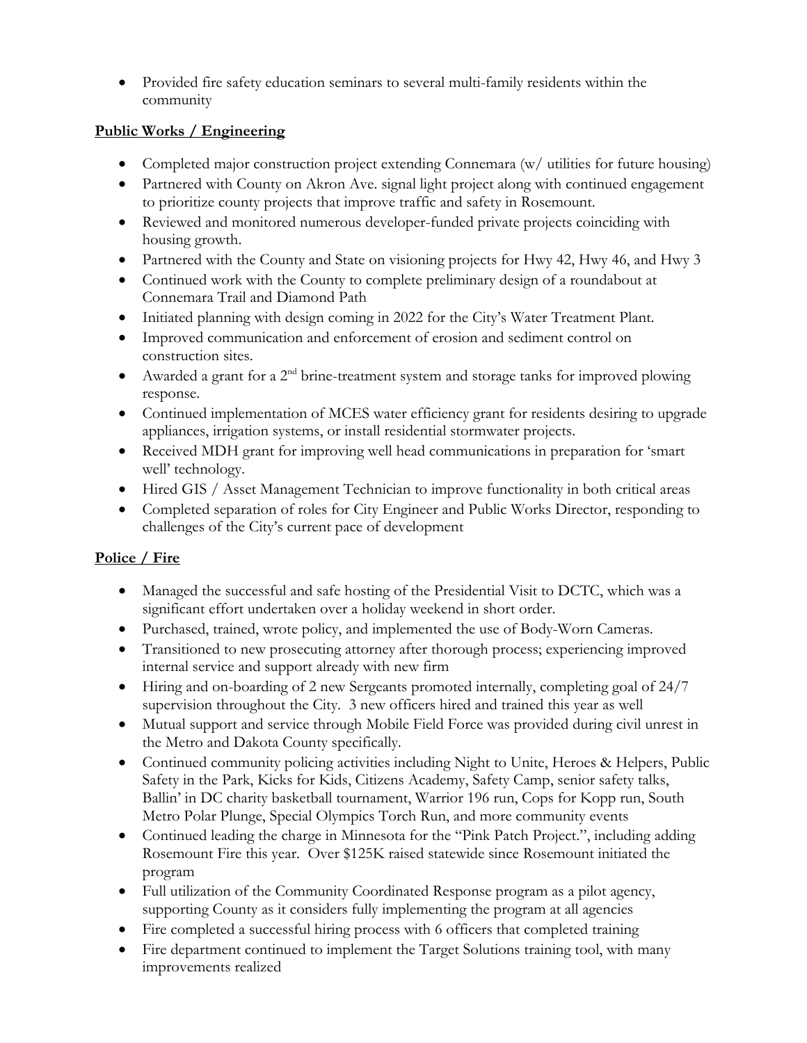- Provided fire safety education seminars to several multi-family residents within the community

**Public Works / Engineering**

- Completed major construction project extending Connemara (w/ utilities for future housing)
- Partnered with County on Akron Ave. signal light project along with continued engagement to prioritize county projects that improve traffic and safety in Rosemount.
- Reviewed and monitored numerous developer-funded private projects coinciding with housing growth.
- Partnered with the County and State on visioning projects for Hwy 42, Hwy 46, and Hwy 3
- Continued work with the County to complete preliminary design of a roundabout at Connemara Trail and Diamond Path
- Initiated planning with design coming in 2022 for the City's Water Treatment Plant.
- Improved communication and enforcement of erosion and sediment control on construction sites.
- Awarded a grant for a 2nd brine-treatment system and storage tanks for improved plowing response.
- Continued implementation of MCES water efficiency grant for residents desiring to upgrade appliances, irrigation systems, or install residential stormwater projects.
- Received MDH grant for improving well head communications in preparation for 'smart well' technology.
- Hired GIS / Asset Management Technician to improve functionality in both critical areas
- Completed separation of roles for City Engineer and Public Works Director, responding to challenges of the City's current pace of development

**Police / Fire**

- Managed the successful and safe hosting of the Presidential Visit to DCTC, which was a significant effort undertaken over a holiday weekend in short order.
- Purchased, trained, wrote policy, and implemented the use of Body-Worn Cameras.
- Transitioned to new prosecuting attorney after thorough process; experiencing improved internal service and support already with new firm
- Hiring and on-boarding of 2 new Sergeants promoted internally, completing goal of 24/7 supervision throughout the City. 3 new officers hired and trained this year as well
- Mutual support and service through Mobile Field Force was provided during civil unrest in the Metro and Dakota County specifically.
- Continued community policing activities including Night to Unite, Heroes & Helpers, Public Safety in the Park, Kicks for Kids, Citizens Academy, Safety Camp, senior safety talks, Ballin' in DC charity basketball tournament, Warrior 196 run, Cops for Kopp run, South Metro Polar Plunge, Special Olympics Torch Run, and more community events
- Continued leading the charge in Minnesota for the "Pink Patch Project.", including adding Rosemount Fire this year. Over $125K raised statewide since Rosemount initiated the program
- Full utilization of the Community Coordinated Response program as a pilot agency, supporting County as it considers fully implementing the program at all agencies
- Fire completed a successful hiring process with 6 officers that completed training
- Fire department continued to implement the Target Solutions training tool, with many improvements realized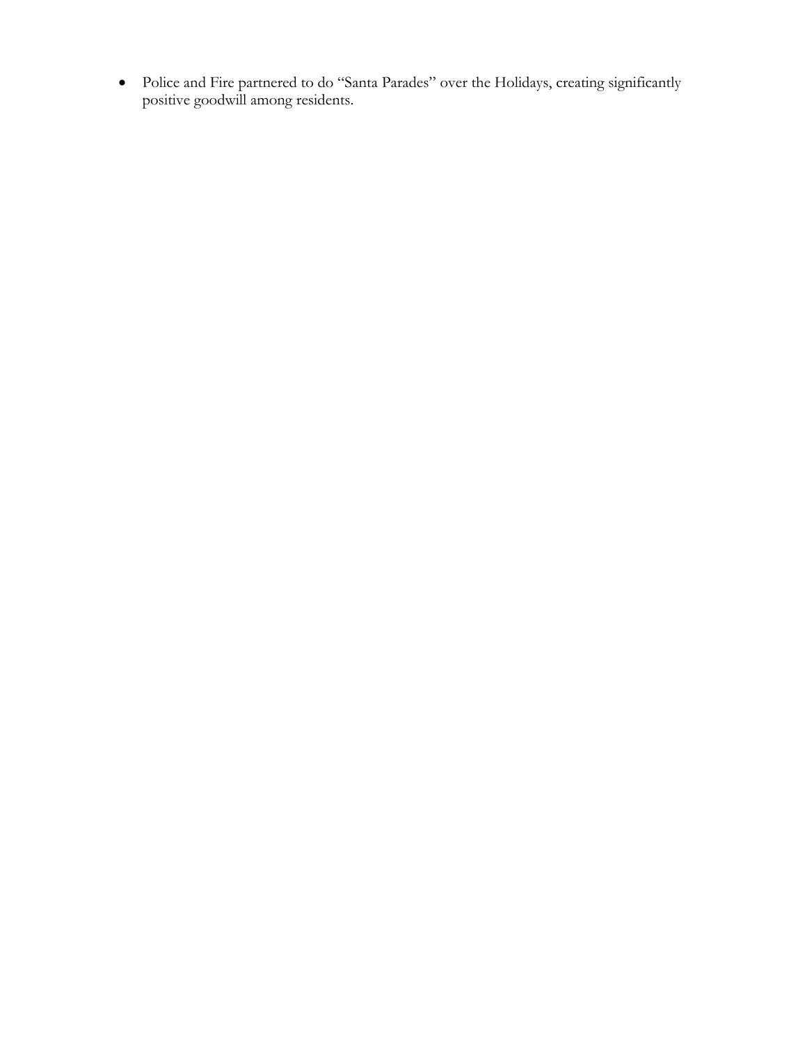- Police and Fire partnered to do "Santa Parades" over the Holidays, creating significantly positive goodwill among residents.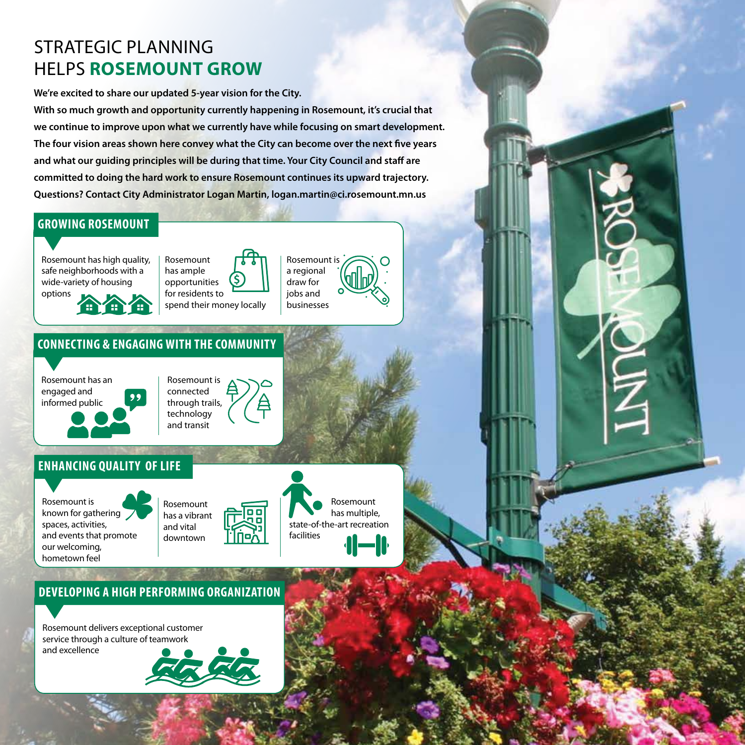# STRATEGIC PLANNING HELPS **ROSEMOUNT GROW**

**We're excited to share our updated 5-year vision for the City.**

**With so much growth and opportunity currently happening in Rosemount, it's crucial that we continue to improve upon what we currently have while focusing on smart development. The four vision areas shown here convey what the City can become over the next five years and what our guiding principles will be during that time. Your City Council and staff are committed to doing the hard work to ensure Rosemount continues its upward trajectory. Questions? Contact City Administrator Logan Martin, logan.martin@ci.rosemount.mn.us**

## GROWING ROSEMOUNT

- Rosemount has high quality, safe neighborhoods with a wide-variety of housing options
- Rosemount has ample opportunities for residents to spend their money locally
- Rosemount is a regional draw for jobs and businesses

## CONNECTING & ENGAGING WITH THE COMMUNITY

- Rosemount has an engaged and informed public
- Rosemount is connected through trails, technology and transit

## ENHANCING QUALITY OF LIFE

- Rosemount is known for gathering spaces, activities, and events that promote our welcoming, hometown feel
- Rosemount has a vibrant and vital downtown
- Rosemount has multiple, state-of-the-art recreation facilities

## DEVELOPING A HIGH PERFORMING ORGANIZATION

- Rosemount delivers exceptional customer service through a culture of teamwork and excellence